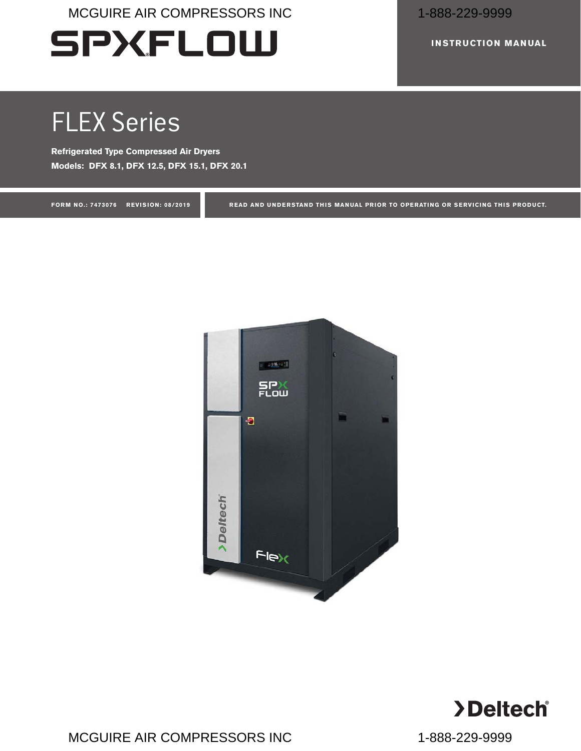MCGUIRE AIR COMPRESSORS INC 1-888-229-9999

SPXFLOW

INSTRUCTION MANUAL

# FLEX Series

**Refrigerated Type Compressed Air Dryers**

**Models: DFX 8.1, DFX 12.5, DFX 15.1, DFX 20.1**

FORM NO.: 7473076 REVISION: 08/2019

READ AND UNDERSTAND THIS MANUAL PRIOR TO OPERATING OR SERVICING THIS PRODUCT.

Deltech®

MCGUIRE AIR COMPRESSORS INC 1-888-229-9999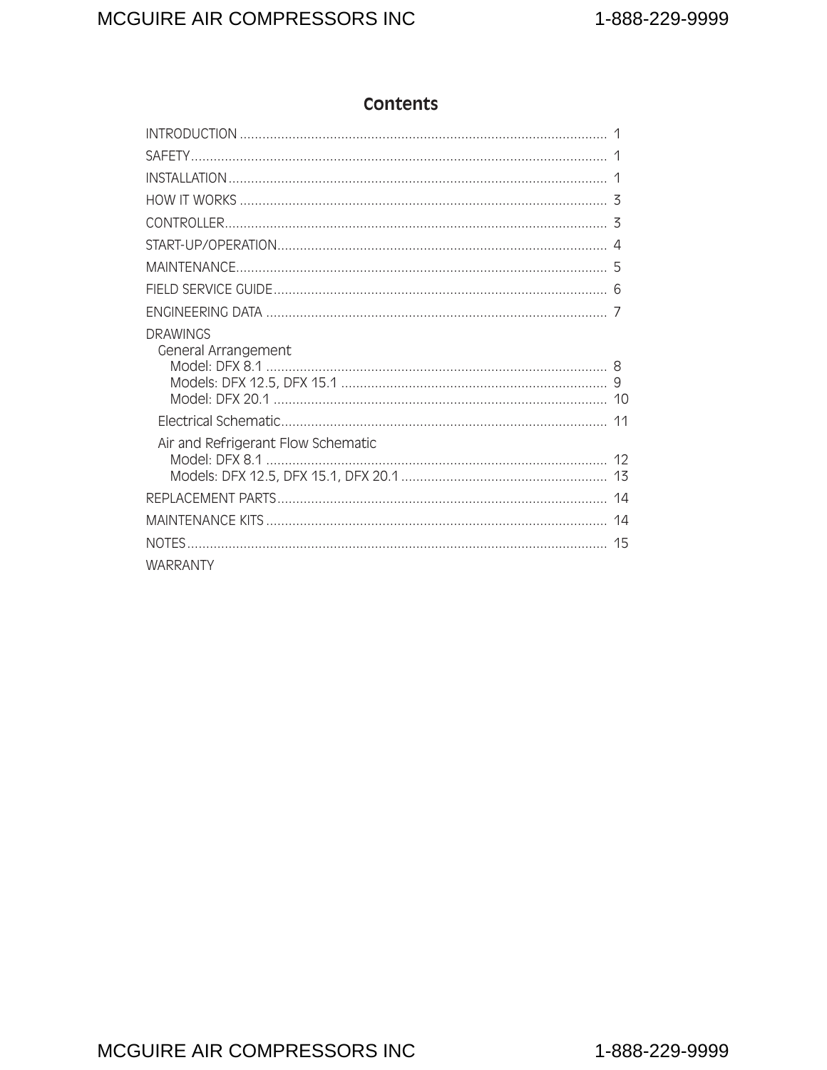# Contents

INTRODUCTION .......... 1

SAFETY .......... 1

INSTALLATION .......... 1

HOW IT WORKS .......... 3

CONTROLLER .......... 3

START-UP/OPERATION .......... 4

MAINTENANCE .......... 5

FIELD SERVICE GUIDE .......... 6

ENGINEERING DATA .......... 7

DRAWINGS

- General Arrangement
  - Model: DFX 8.1 .......... 8
  - Models: DFX 12.5, DFX 15.1 .......... 9
  - Model: DFX 20.1 .......... 10
- Electrical Schematic .......... 11
- Air and Refrigerant Flow Schematic
  - Model: DFX 8.1 .......... 12
  - Models: DFX 12.5, DFX 15.1, DFX 20.1 .......... 13

REPLACEMENT PARTS .......... 14

MAINTENANCE KITS .......... 14

NOTES .......... 15

WARRANTY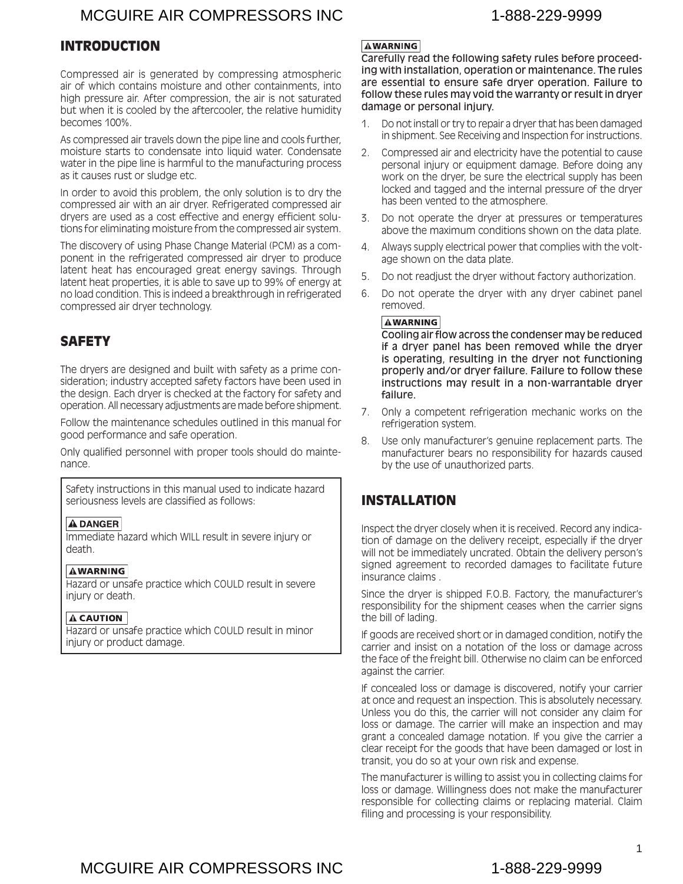## INTRODUCTION

Compressed air is generated by compressing atmospheric air of which contains moisture and other containments, into high pressure air. After compression, the air is not saturated but when it is cooled by the aftercooler, the relative humidity becomes 100%.

As compressed air travels down the pipe line and cools further, moisture starts to condensate into liquid water. Condensate water in the pipe line is harmful to the manufacturing process as it causes rust or sludge etc.

In order to avoid this problem, the only solution is to dry the compressed air with an air dryer. Refrigerated compressed air dryers are used as a cost effective and energy efficient solutions for eliminating moisture from the compressed air system.

The discovery of using Phase Change Material (PCM) as a component in the refrigerated compressed air dryer to produce latent heat has encouraged great energy savings. Through latent heat properties, it is able to save up to 99% of energy at no load condition. This is indeed a breakthrough in refrigerated compressed air dryer technology.

## SAFETY

The dryers are designed and built with safety as a prime consideration; industry accepted safety factors have been used in the design. Each dryer is checked at the factory for safety and operation. All necessary adjustments are made before shipment.

Follow the maintenance schedules outlined in this manual for good performance and safe operation.

Only qualified personnel with proper tools should do maintenance.

Safety instructions in this manual used to indicate hazard seriousness levels are classified as follows:

**⚠ DANGER**
Immediate hazard which WILL result in severe injury or death.

**⚠ WARNING**
Hazard or unsafe practice which COULD result in severe injury or death.

**⚠ CAUTION**
Hazard or unsafe practice which COULD result in minor injury or product damage.

**⚠ WARNING**
**Carefully read the following safety rules before proceeding with installation, operation or maintenance. The rules are essential to ensure safe dryer operation. Failure to follow these rules may void the warranty or result in dryer damage or personal injury.**

1. Do not install or try to repair a dryer that has been damaged in shipment. See Receiving and Inspection for instructions.
2. Compressed air and electricity have the potential to cause personal injury or equipment damage. Before doing any work on the dryer, be sure the electrical supply has been locked and tagged and the internal pressure of the dryer has been vented to the atmosphere.
3. Do not operate the dryer at pressures or temperatures above the maximum conditions shown on the data plate.
4. Always supply electrical power that complies with the voltage shown on the data plate.
5. Do not readjust the dryer without factory authorization.
6. Do not operate the dryer with any dryer cabinet panel removed.

   **⚠ WARNING**
   **Cooling air flow across the condenser may be reduced if a dryer panel has been removed while the dryer is operating, resulting in the dryer not functioning properly and/or dryer failure. Failure to follow these instructions may result in a non-warrantable dryer failure.**

7. Only a competent refrigeration mechanic works on the refrigeration system.
8. Use only manufacturer's genuine replacement parts. The manufacturer bears no responsibility for hazards caused by the use of unauthorized parts.

## INSTALLATION

Inspect the dryer closely when it is received. Record any indication of damage on the delivery receipt, especially if the dryer will not be immediately uncrated. Obtain the delivery person's signed agreement to recorded damages to facilitate future insurance claims .

Since the dryer is shipped F.O.B. Factory, the manufacturer's responsibility for the shipment ceases when the carrier signs the bill of lading.

If goods are received short or in damaged condition, notify the carrier and insist on a notation of the loss or damage across the face of the freight bill. Otherwise no claim can be enforced against the carrier.

If concealed loss or damage is discovered, notify your carrier at once and request an inspection. This is absolutely necessary. Unless you do this, the carrier will not consider any claim for loss or damage. The carrier will make an inspection and may grant a concealed damage notation. If you give the carrier a clear receipt for the goods that have been damaged or lost in transit, you do so at your own risk and expense.

The manufacturer is willing to assist you in collecting claims for loss or damage. Willingness does not make the manufacturer responsible for collecting claims or replacing material. Claim filing and processing is your responsibility.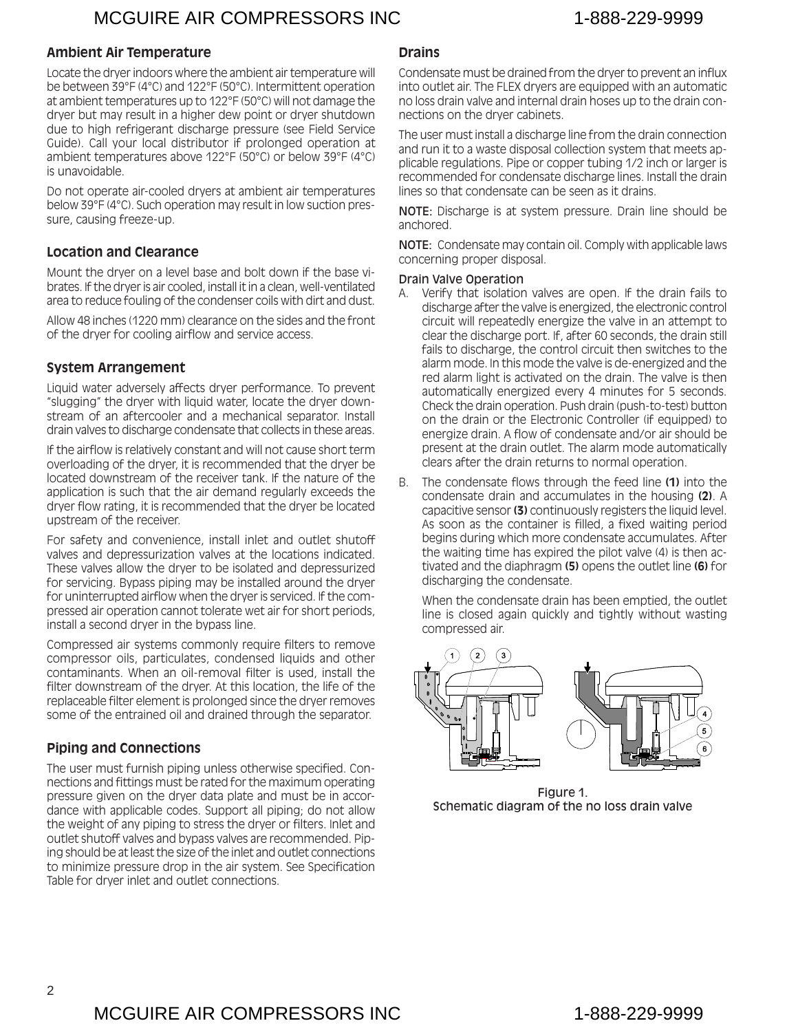## Ambient Air Temperature

Locate the dryer indoors where the ambient air temperature will be between 39°F (4°C) and 122°F (50°C). Intermittent operation at ambient temperatures up to 122°F (50°C) will not damage the dryer but may result in a higher dew point or dryer shutdown due to high refrigerant discharge pressure (see Field Service Guide). Call your local distributor if prolonged operation at ambient temperatures above 122°F (50°C) or below 39°F (4°C) is unavoidable.

Do not operate air-cooled dryers at ambient air temperatures below 39°F (4°C). Such operation may result in low suction pressure, causing freeze-up.

## Location and Clearance

Mount the dryer on a level base and bolt down if the base vibrates. If the dryer is air cooled, install it in a clean, well-ventilated area to reduce fouling of the condenser coils with dirt and dust.

Allow 48 inches (1220 mm) clearance on the sides and the front of the dryer for cooling airflow and service access.

## System Arrangement

Liquid water adversely affects dryer performance. To prevent "slugging" the dryer with liquid water, locate the dryer downstream of an aftercooler and a mechanical separator. Install drain valves to discharge condensate that collects in these areas.

If the airflow is relatively constant and will not cause short term overloading of the dryer, it is recommended that the dryer be located downstream of the receiver tank. If the nature of the application is such that the air demand regularly exceeds the dryer flow rating, it is recommended that the dryer be located upstream of the receiver.

For safety and convenience, install inlet and outlet shutoff valves and depressurization valves at the locations indicated. These valves allow the dryer to be isolated and depressurized for servicing. Bypass piping may be installed around the dryer for uninterrupted airflow when the dryer is serviced. If the compressed air operation cannot tolerate wet air for short periods, install a second dryer in the bypass line.

Compressed air systems commonly require filters to remove compressor oils, particulates, condensed liquids and other contaminants. When an oil-removal filter is used, install the filter downstream of the dryer. At this location, the life of the replaceable filter element is prolonged since the dryer removes some of the entrained oil and drained through the separator.

## Piping and Connections

The user must furnish piping unless otherwise specified. Connections and fittings must be rated for the maximum operating pressure given on the dryer data plate and must be in accordance with applicable codes. Support all piping; do not allow the weight of any piping to stress the dryer or filters. Inlet and outlet shutoff valves and bypass valves are recommended. Piping should be at least the size of the inlet and outlet connections to minimize pressure drop in the air system. See Specification Table for dryer inlet and outlet connections.

## Drains

Condensate must be drained from the dryer to prevent an influx into outlet air. The FLEX dryers are equipped with an automatic no loss drain valve and internal drain hoses up to the drain connections on the dryer cabinets.

The user must install a discharge line from the drain connection and run it to a waste disposal collection system that meets applicable regulations. Pipe or copper tubing 1/2 inch or larger is recommended for condensate discharge lines. Install the drain lines so that condensate can be seen as it drains.

**NOTE:** Discharge is at system pressure. Drain line should be anchored.

**NOTE:** Condensate may contain oil. Comply with applicable laws concerning proper disposal.

### Drain Valve Operation

A. Verify that isolation valves are open. If the drain fails to discharge after the valve is energized, the electronic control circuit will repeatedly energize the valve in an attempt to clear the discharge port. If, after 60 seconds, the drain still fails to discharge, the control circuit then switches to the alarm mode. In this mode the valve is de-energized and the red alarm light is activated on the drain. The valve is then automatically energized every 4 minutes for 5 seconds. Check the drain operation. Push drain (push-to-test) button on the drain or the Electronic Controller (if equipped) to energize drain. A flow of condensate and/or air should be present at the drain outlet. The alarm mode automatically clears after the drain returns to normal operation.

B. The condensate flows through the feed line **(1)** into the condensate drain and accumulates in the housing **(2)**. A capacitive sensor **(3)** continuously registers the liquid level. As soon as the container is filled, a fixed waiting period begins during which more condensate accumulates. After the waiting time has expired the pilot valve (4) is then activated and the diaphragm **(5)** opens the outlet line **(6)** for discharging the condensate.

   When the condensate drain has been emptied, the outlet line is closed again quickly and tightly without wasting compressed air.

Figure 1.
Schematic diagram of the no loss drain valve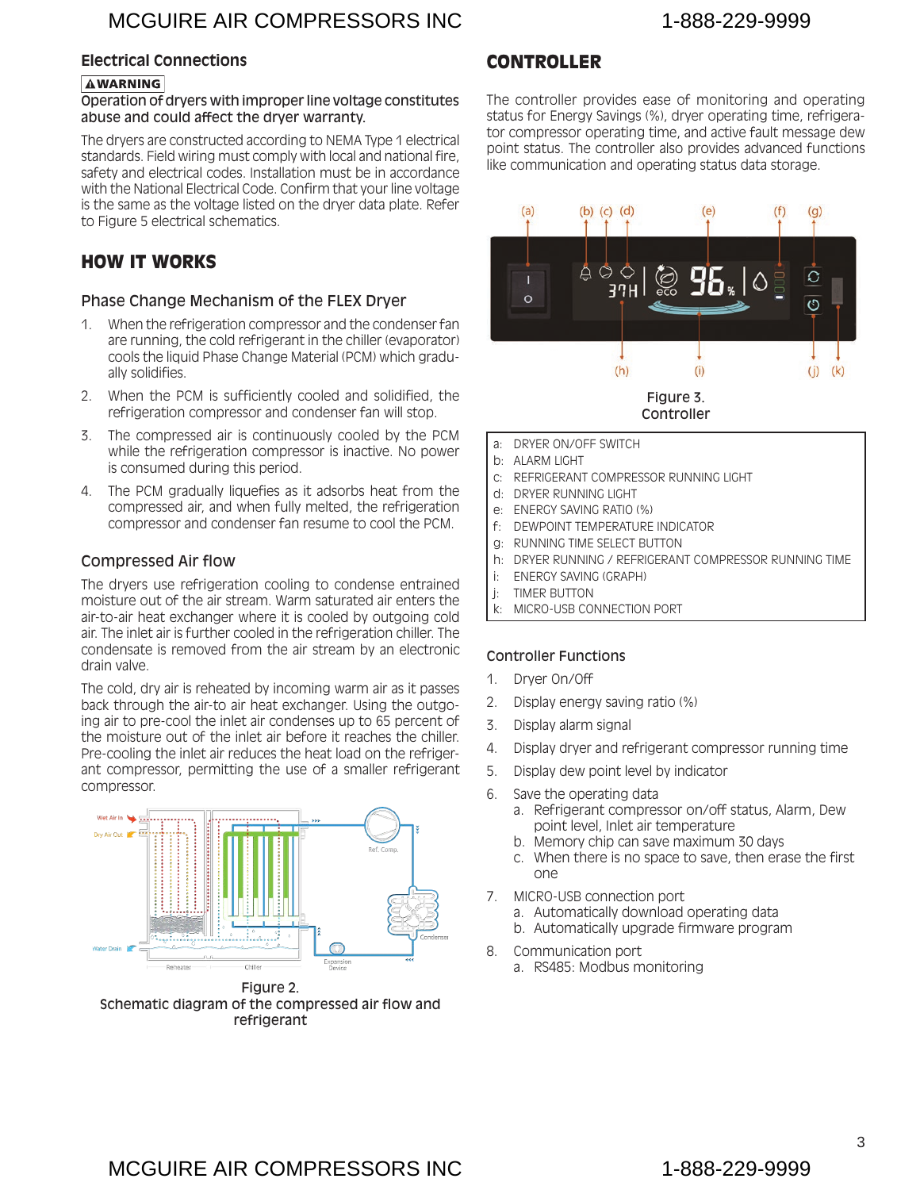## Electrical Connections

**⚠WARNING**

**Operation of dryers with improper line voltage constitutes abuse and could affect the dryer warranty.**

The dryers are constructed according to NEMA Type 1 electrical standards. Field wiring must comply with local and national fire, safety and electrical codes. Installation must be in accordance with the National Electrical Code. Confirm that your line voltage is the same as the voltage listed on the dryer data plate. Refer to Figure 5 electrical schematics.

## HOW IT WORKS

### Phase Change Mechanism of the FLEX Dryer

1. When the refrigeration compressor and the condenser fan are running, the cold refrigerant in the chiller (evaporator) cools the liquid Phase Change Material (PCM) which gradually solidifies.
2. When the PCM is sufficiently cooled and solidified, the refrigeration compressor and condenser fan will stop.
3. The compressed air is continuously cooled by the PCM while the refrigeration compressor is inactive. No power is consumed during this period.
4. The PCM gradually liquefies as it adsorbs heat from the compressed air, and when fully melted, the refrigeration compressor and condenser fan resume to cool the PCM.

### Compressed Air flow

The dryers use refrigeration cooling to condense entrained moisture out of the air stream. Warm saturated air enters the air-to-air heat exchanger where it is cooled by outgoing cold air. The inlet air is further cooled in the refrigeration chiller. The condensate is removed from the air stream by an electronic drain valve.

The cold, dry air is reheated by incoming warm air as it passes back through the air-to air heat exchanger. Using the outgoing air to pre-cool the inlet air condenses up to 65 percent of the moisture out of the inlet air before it reaches the chiller. Pre-cooling the inlet air reduces the heat load on the refrigerant compressor, permitting the use of a smaller refrigerant compressor.

Figure 2.
Schematic diagram of the compressed air flow and refrigerant

## CONTROLLER

The controller provides ease of monitoring and operating status for Energy Savings (%), dryer operating time, refrigerator compressor operating time, and active fault message dew point status. The controller also provides advanced functions like communication and operating status data storage.

Figure 3.
Controller

a: DRYER ON/OFF SWITCH
b: ALARM LIGHT
c: REFRIGERANT COMPRESSOR RUNNING LIGHT
d: DRYER RUNNING LIGHT
e: ENERGY SAVING RATIO (%)
f: DEWPOINT TEMPERATURE INDICATOR
g: RUNNING TIME SELECT BUTTON
h: DRYER RUNNING / REFRIGERANT COMPRESSOR RUNNING TIME
i: ENERGY SAVING (GRAPH)
j: TIMER BUTTON
k: MICRO-USB CONNECTION PORT

### Controller Functions

1. Dryer On/Off
2. Display energy saving ratio (%)
3. Display alarm signal
4. Display dryer and refrigerant compressor running time
5. Display dew point level by indicator
6. Save the operating data
   a. Refrigerant compressor on/off status, Alarm, Dew point level, Inlet air temperature
   b. Memory chip can save maximum 30 days
   c. When there is no space to save, then erase the first one
7. MICRO-USB connection port
   a. Automatically download operating data
   b. Automatically upgrade firmware program
8. Communication port
   a. RS485: Modbus monitoring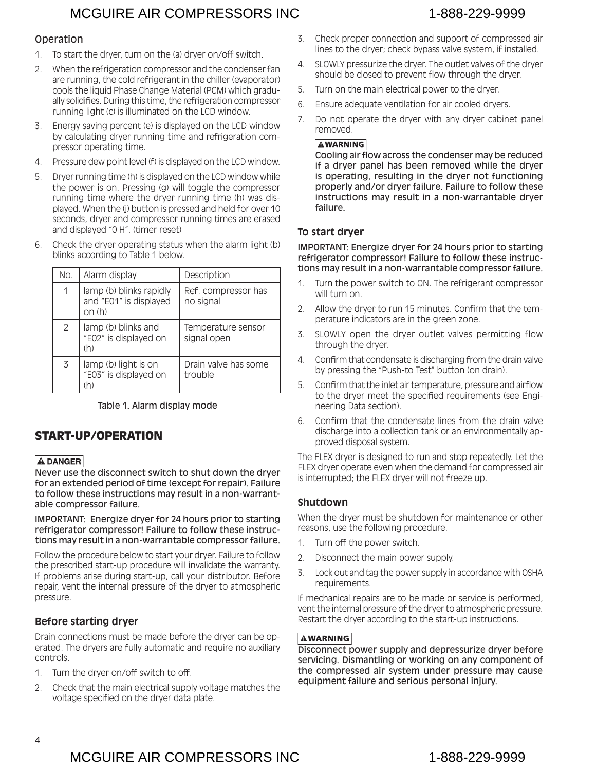### Operation

1. To start the dryer, turn on the (a) dryer on/off switch.
2. When the refrigeration compressor and the condenser fan are running, the cold refrigerant in the chiller (evaporator) cools the liquid Phase Change Material (PCM) which gradually solidifies. During this time, the refrigeration compressor running light (c) is illuminated on the LCD window.
3. Energy saving percent (e) is displayed on the LCD window by calculating dryer running time and refrigeration compressor operating time.
4. Pressure dew point level (f) is displayed on the LCD window.
5. Dryer running time (h) is displayed on the LCD window while the power is on. Pressing (g) will toggle the compressor running time where the dryer running time (h) was displayed. When the (j) button is pressed and held for over 10 seconds, dryer and compressor running times are erased and displayed "0 H". (timer reset)
6. Check the dryer operating status when the alarm light (b) blinks according to Table 1 below.

| No. | Alarm display | Description |
|---|---|---|
| 1 | lamp (b) blinks rapidly and "E01" is displayed on (h) | Ref. compressor has no signal |
| 2 | lamp (b) blinks and "E02" is displayed on (h) | Temperature sensor signal open |
| 3 | lamp (b) light is on "E03" is displayed on (h) | Drain valve has some trouble |

Table 1. Alarm display mode

## START-UP/OPERATION

**⚠ DANGER**

**Never use the disconnect switch to shut down the dryer for an extended period of time (except for repair). Failure to follow these instructions may result in a non-warrantable compressor failure.**

**IMPORTANT: Energize dryer for 24 hours prior to starting refrigerator compressor! Failure to follow these instructions may result in a non-warrantable compressor failure.**

Follow the procedure below to start your dryer. Failure to follow the prescribed start-up procedure will invalidate the warranty. If problems arise during start-up, call your distributor. Before repair, vent the internal pressure of the dryer to atmospheric pressure.

### Before starting dryer

Drain connections must be made before the dryer can be operated. The dryers are fully automatic and require no auxiliary controls.

1. Turn the dryer on/off switch to off.
2. Check that the main electrical supply voltage matches the voltage specified on the dryer data plate.
3. Check proper connection and support of compressed air lines to the dryer; check bypass valve system, if installed.
4. SLOWLY pressurize the dryer. The outlet valves of the dryer should be closed to prevent flow through the dryer.
5. Turn on the main electrical power to the dryer.
6. Ensure adequate ventilation for air cooled dryers.
7. Do not operate the dryer with any dryer cabinet panel removed.

**⚠ WARNING**

**Cooling air flow across the condenser may be reduced if a dryer panel has been removed while the dryer is operating, resulting in the dryer not functioning properly and/or dryer failure. Failure to follow these instructions may result in a non-warrantable dryer failure.**

### To start dryer

**IMPORTANT: Energize dryer for 24 hours prior to starting refrigerator compressor! Failure to follow these instructions may result in a non-warrantable compressor failure.**

1. Turn the power switch to ON. The refrigerant compressor will turn on.
2. Allow the dryer to run 15 minutes. Confirm that the temperature indicators are in the green zone.
3. SLOWLY open the dryer outlet valves permitting flow through the dryer.
4. Confirm that condensate is discharging from the drain valve by pressing the "Push-to Test" button (on drain).
5. Confirm that the inlet air temperature, pressure and airflow to the dryer meet the specified requirements (see Engineering Data section).
6. Confirm that the condensate lines from the drain valve discharge into a collection tank or an environmentally approved disposal system.

The FLEX dryer is designed to run and stop repeatedly. Let the FLEX dryer operate even when the demand for compressed air is interrupted; the FLEX dryer will not freeze up.

### Shutdown

When the dryer must be shutdown for maintenance or other reasons, use the following procedure.

1. Turn off the power switch.
2. Disconnect the main power supply.
3. Lock out and tag the power supply in accordance with OSHA requirements.

If mechanical repairs are to be made or service is performed, vent the internal pressure of the dryer to atmospheric pressure. Restart the dryer according to the start-up instructions.

**⚠ WARNING**

**Disconnect power supply and depressurize dryer before servicing. Dismantling or working on any component of the compressed air system under pressure may cause equipment failure and serious personal injury.**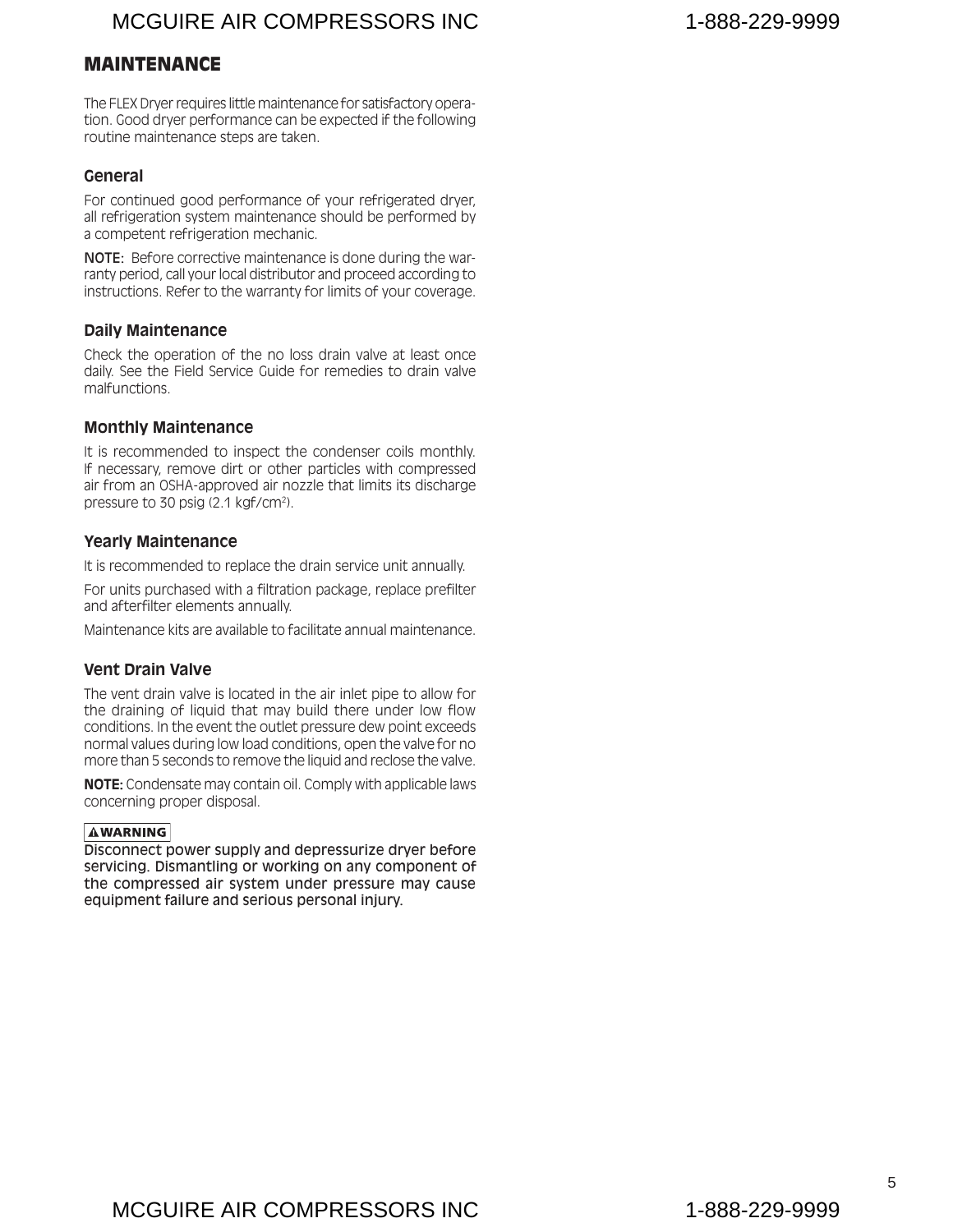## MAINTENANCE

The FLEX Dryer requires little maintenance for satisfactory operation. Good dryer performance can be expected if the following routine maintenance steps are taken.

### General

For continued good performance of your refrigerated dryer, all refrigeration system maintenance should be performed by a competent refrigeration mechanic.

**NOTE:** Before corrective maintenance is done during the warranty period, call your local distributor and proceed according to instructions. Refer to the warranty for limits of your coverage.

### Daily Maintenance

Check the operation of the no loss drain valve at least once daily. See the Field Service Guide for remedies to drain valve malfunctions.

### Monthly Maintenance

It is recommended to inspect the condenser coils monthly. If necessary, remove dirt or other particles with compressed air from an OSHA-approved air nozzle that limits its discharge pressure to 30 psig (2.1 kgf/cm$^2$).

### Yearly Maintenance

It is recommended to replace the drain service unit annually.

For units purchased with a filtration package, replace prefilter and afterfilter elements annually.

Maintenance kits are available to facilitate annual maintenance.

### Vent Drain Valve

The vent drain valve is located in the air inlet pipe to allow for the draining of liquid that may build there under low flow conditions. In the event the outlet pressure dew point exceeds normal values during low load conditions, open the valve for no more than 5 seconds to remove the liquid and reclose the valve.

**NOTE:** Condensate may contain oil. Comply with applicable laws concerning proper disposal.

**⚠WARNING**

**Disconnect power supply and depressurize dryer before servicing. Dismantling or working on any component of the compressed air system under pressure may cause equipment failure and serious personal injury.**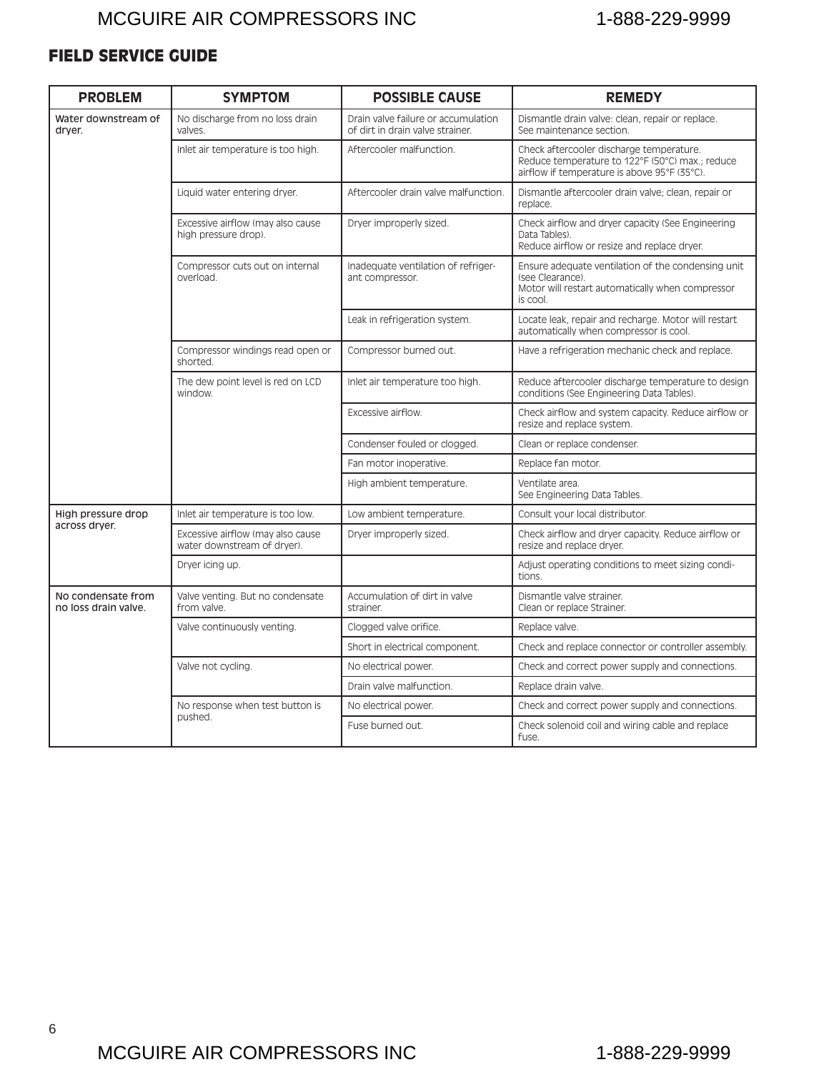## FIELD SERVICE GUIDE

| PROBLEM | SYMPTOM | POSSIBLE CAUSE | REMEDY |
|---|---|---|---|
| Water downstream of dryer. | No discharge from no loss drain valves. | Drain valve failure or accumulation of dirt in drain valve strainer. | Dismantle drain valve: clean, repair or replace. See maintenance section. |
| | Inlet air temperature is too high. | Aftercooler malfunction. | Check aftercooler discharge temperature. Reduce temperature to 122°F (50°C) max.; reduce airflow if temperature is above 95°F (35°C). |
| | Liquid water entering dryer. | Aftercooler drain valve malfunction. | Dismantle aftercooler drain valve; clean, repair or replace. |
| | Excessive airflow (may also cause high pressure drop). | Dryer improperly sized. | Check airflow and dryer capacity (See Engineering Data Tables). Reduce airflow or resize and replace dryer. |
| | Compressor cuts out on internal overload. | Inadequate ventilation of refrigerant compressor. | Ensure adequate ventilation of the condensing unit (see Clearance). Motor will restart automatically when compressor is cool. |
| | | Leak in refrigeration system. | Locate leak, repair and recharge. Motor will restart automatically when compressor is cool. |
| | Compressor windings read open or shorted. | Compressor burned out. | Have a refrigeration mechanic check and replace. |
| | The dew point level is red on LCD window. | Inlet air temperature too high. | Reduce aftercooler discharge temperature to design conditions (See Engineering Data Tables). |
| | | Excessive airflow. | Check airflow and system capacity. Reduce airflow or resize and replace system. |
| | | Condenser fouled or clogged. | Clean or replace condenser. |
| | | Fan motor inoperative. | Replace fan motor. |
| | | High ambient temperature. | Ventilate area. See Engineering Data Tables. |
| High pressure drop across dryer. | Inlet air temperature is too low. | Low ambient temperature. | Consult your local distributor. |
| | Excessive airflow (may also cause water downstream of dryer). | Dryer improperly sized. | Check airflow and dryer capacity. Reduce airflow or resize and replace dryer. |
| | Dryer icing up. | | Adjust operating conditions to meet sizing conditions. |
| No condensate from no loss drain valve. | Valve venting. But no condensate from valve. | Accumulation of dirt in valve strainer. | Dismantle valve strainer. Clean or replace Strainer. |
| | Valve continuously venting. | Clogged valve orifice. | Replace valve. |
| | | Short in electrical component. | Check and replace connector or controller assembly. |
| | Valve not cycling. | No electrical power. | Check and correct power supply and connections. |
| | | Drain valve malfunction. | Replace drain valve. |
| | No response when test button is pushed. | No electrical power. | Check and correct power supply and connections. |
| | | Fuse burned out. | Check solenoid coil and wiring cable and replace fuse. |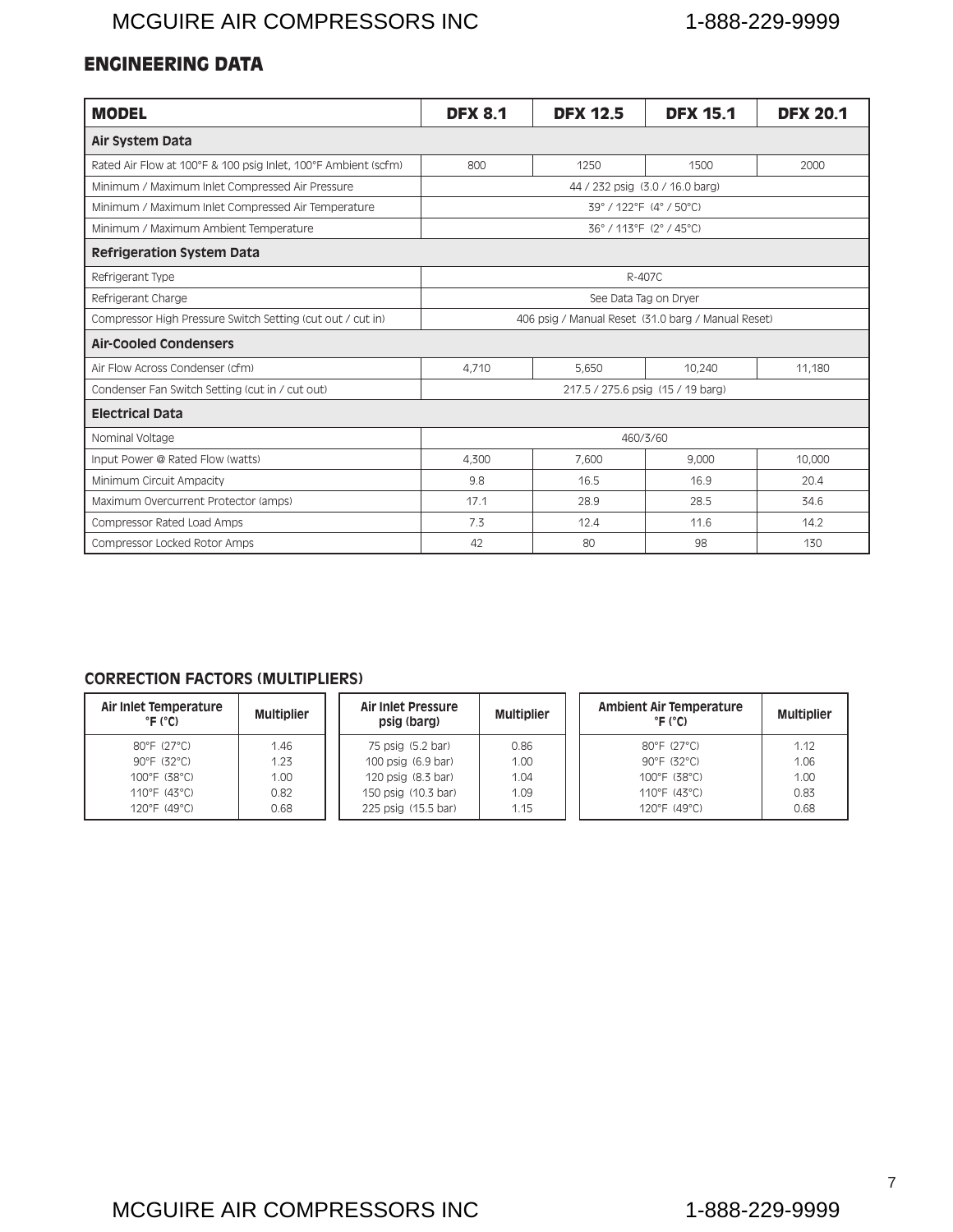## ENGINEERING DATA

| MODEL | DFX 8.1 | DFX 12.5 | DFX 15.1 | DFX 20.1 |
|---|---|---|---|---|
| **Air System Data** | | | | |
| Rated Air Flow at 100°F & 100 psig Inlet, 100°F Ambient (scfm) | 800 | 1250 | 1500 | 2000 |
| Minimum / Maximum Inlet Compressed Air Pressure | 44 / 232 psig (3.0 / 16.0 barg) | | | |
| Minimum / Maximum Inlet Compressed Air Temperature | 39° / 122°F (4° / 50°C) | | | |
| Minimum / Maximum Ambient Temperature | 36° / 113°F (2° / 45°C) | | | |
| **Refrigeration System Data** | | | | |
| Refrigerant Type | R-407C | | | |
| Refrigerant Charge | See Data Tag on Dryer | | | |
| Compressor High Pressure Switch Setting (cut out / cut in) | 406 psig / Manual Reset (31.0 barg / Manual Reset) | | | |
| **Air-Cooled Condensers** | | | | |
| Air Flow Across Condenser (cfm) | 4,710 | 5,650 | 10,240 | 11,180 |
| Condenser Fan Switch Setting (cut in / cut out) | 217.5 / 275.6 psig (15 / 19 barg) | | | |
| **Electrical Data** | | | | |
| Nominal Voltage | 460/3/60 | | | |
| Input Power @ Rated Flow (watts) | 4,300 | 7,600 | 9,000 | 10,000 |
| Minimum Circuit Ampacity | 9.8 | 16.5 | 16.9 | 20.4 |
| Maximum Overcurrent Protector (amps) | 17.1 | 28.9 | 28.5 | 34.6 |
| Compressor Rated Load Amps | 7.3 | 12.4 | 11.6 | 14.2 |
| Compressor Locked Rotor Amps | 42 | 80 | 98 | 130 |

### CORRECTION FACTORS (MULTIPLIERS)

| Air Inlet Temperature °F (°C) | Multiplier |
|---|---|
| 80°F (27°C) | 1.46 |
| 90°F (32°C) | 1.23 |
| 100°F (38°C) | 1.00 |
| 110°F (43°C) | 0.82 |
| 120°F (49°C) | 0.68 |

| Air Inlet Pressure psig (barg) | Multiplier |
|---|---|
| 75 psig (5.2 bar) | 0.86 |
| 100 psig (6.9 bar) | 1.00 |
| 120 psig (8.3 bar) | 1.04 |
| 150 psig (10.3 bar) | 1.09 |
| 225 psig (15.5 bar) | 1.15 |

| Ambient Air Temperature °F (°C) | Multiplier |
|---|---|
| 80°F (27°C) | 1.12 |
| 90°F (32°C) | 1.06 |
| 100°F (38°C) | 1.00 |
| 110°F (43°C) | 0.83 |
| 120°F (49°C) | 0.68 |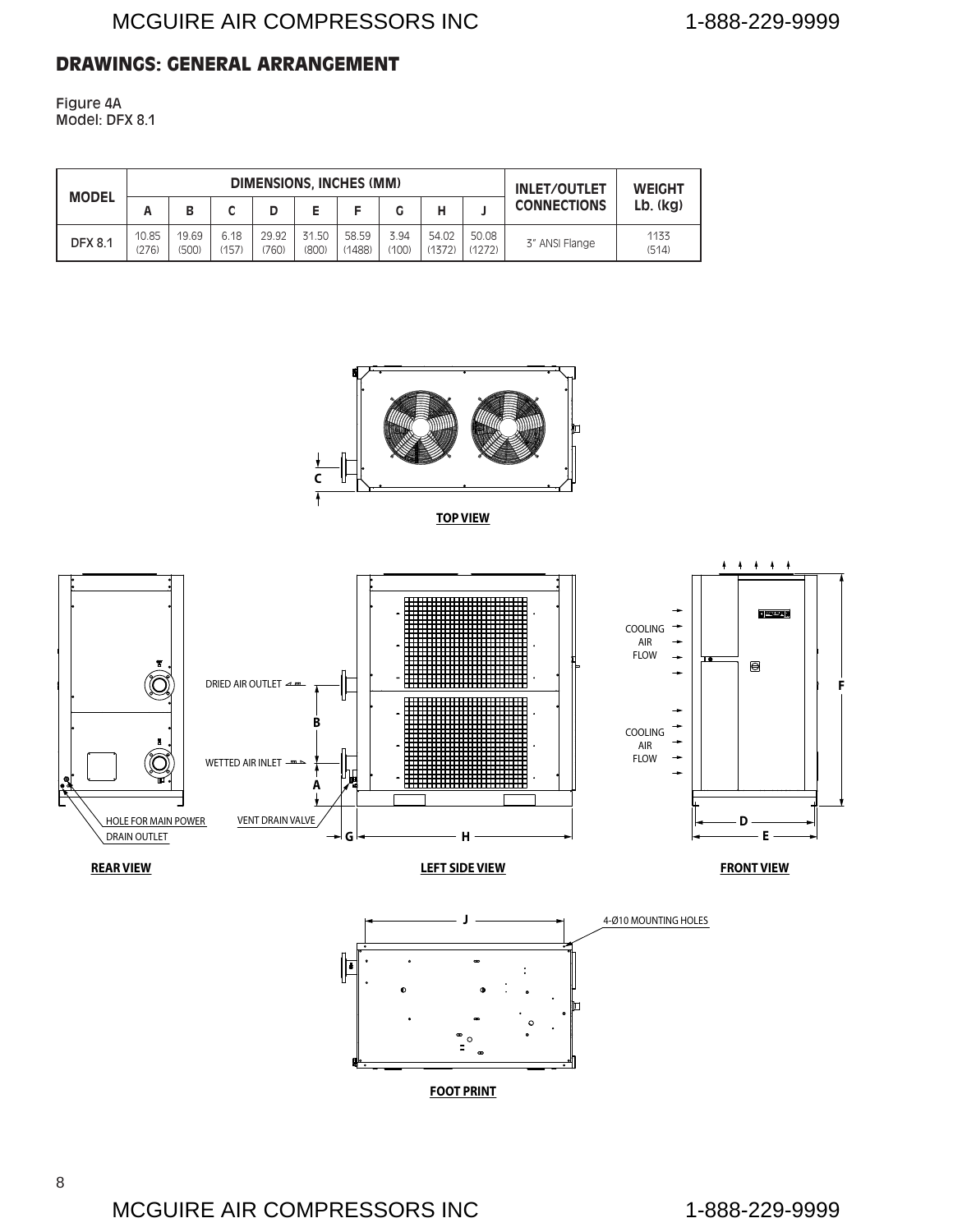## DRAWINGS: GENERAL ARRANGEMENT

Figure 4A
Model: DFX 8.1

| MODEL | DIMENSIONS, INCHES (MM) | | | | | | | | | INLET/OUTLET CONNECTIONS | WEIGHT Lb. (kg) |
|---|---|---|---|---|---|---|---|---|---|---|---|
| | A | B | C | D | E | F | G | H | J | | |
| DFX 8.1 | 10.85 (276) | 19.69 (500) | 6.18 (157) | 29.92 (760) | 31.50 (800) | 58.59 (1488) | 3.94 (100) | 54.02 (1372) | 50.08 (1272) | 3" ANSI Flange | 1133 (514) |

TOP VIEW

DRIED AIR OUTLET

WETTED AIR INLET

COOLING AIR FLOW

COOLING AIR FLOW

HOLE FOR MAIN POWER

DRAIN OUTLET

VENT DRAIN VALVE

REAR VIEW

LEFT SIDE VIEW

FRONT VIEW

4-Ø10 MOUNTING HOLES

FOOT PRINT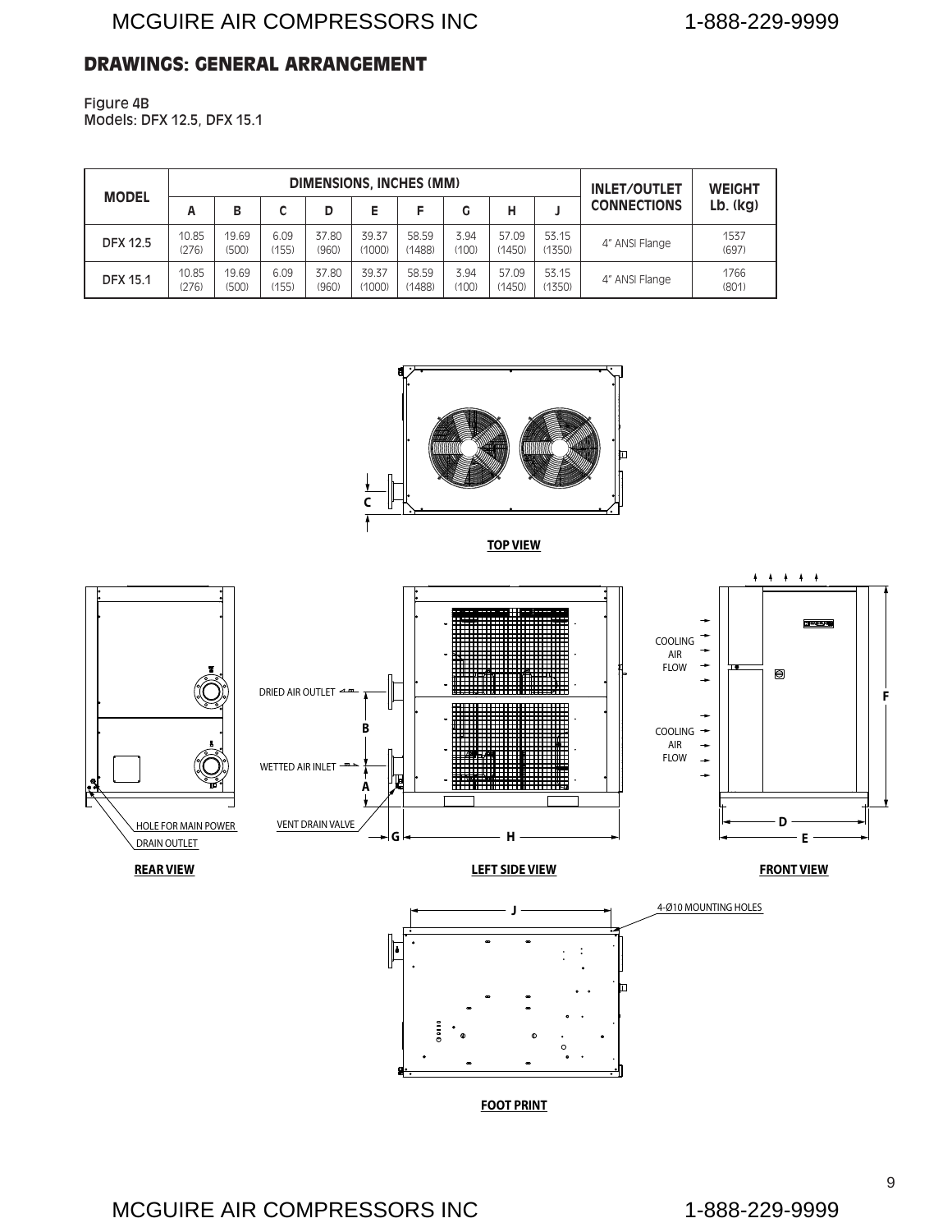## DRAWINGS: GENERAL ARRANGEMENT

Figure 4B
Models: DFX 12.5, DFX 15.1

| MODEL | DIMENSIONS, INCHES (MM) | | | | | | | | | INLET/OUTLET CONNECTIONS | WEIGHT Lb. (kg) |
|---|---|---|---|---|---|---|---|---|---|---|---|
| | A | B | C | D | E | F | G | H | J | | |
| DFX 12.5 | 10.85 (276) | 19.69 (500) | 6.09 (155) | 37.80 (960) | 39.37 (1000) | 58.59 (1488) | 3.94 (100) | 57.09 (1450) | 53.15 (1350) | 4" ANSI Flange | 1537 (697) |
| DFX 15.1 | 10.85 (276) | 19.69 (500) | 6.09 (155) | 37.80 (960) | 39.37 (1000) | 58.59 (1488) | 3.94 (100) | 57.09 (1450) | 53.15 (1350) | 4" ANSI Flange | 1766 (801) |

TOP VIEW

COOLING AIR FLOW

DRIED AIR OUTLET

WETTED AIR INLET

HOLE FOR MAIN POWER

DRAIN OUTLET

VENT DRAIN VALVE

REAR VIEW

LEFT SIDE VIEW

FRONT VIEW

4-Ø10 MOUNTING HOLES

FOOT PRINT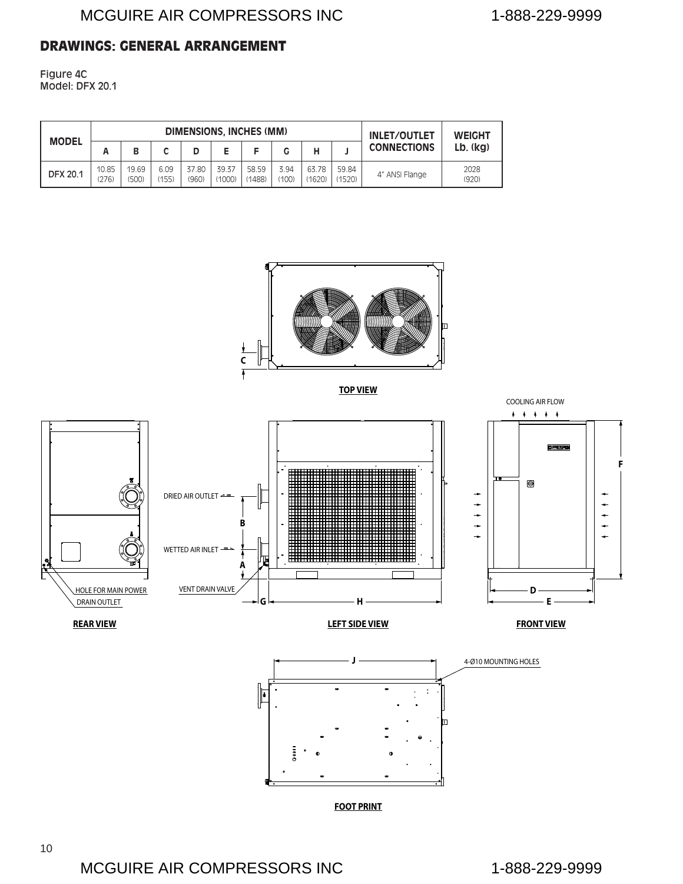## DRAWINGS: GENERAL ARRANGEMENT

Figure 4C
Model: DFX 20.1

| MODEL | DIMENSIONS, INCHES (MM) | | | | | | | | | INLET/OUTLET CONNECTIONS | WEIGHT Lb. (kg) |
|---|---|---|---|---|---|---|---|---|---|---|---|
| | A | B | C | D | E | F | G | H | J | | |
| DFX 20.1 | 10.85 (276) | 19.69 (500) | 6.09 (155) | 37.80 (960) | 39.37 (1000) | 58.59 (1488) | 3.94 (100) | 63.78 (1620) | 59.84 (1520) | 4" ANSI Flange | 2028 (920) |

TOP VIEW

COOLING AIR FLOW

DRIED AIR OUTLET

WETTED AIR INLET

HOLE FOR MAIN POWER

DRAIN OUTLET

VENT DRAIN VALVE

REAR VIEW

LEFT SIDE VIEW

FRONT VIEW

4-Ø10 MOUNTING HOLES

FOOT PRINT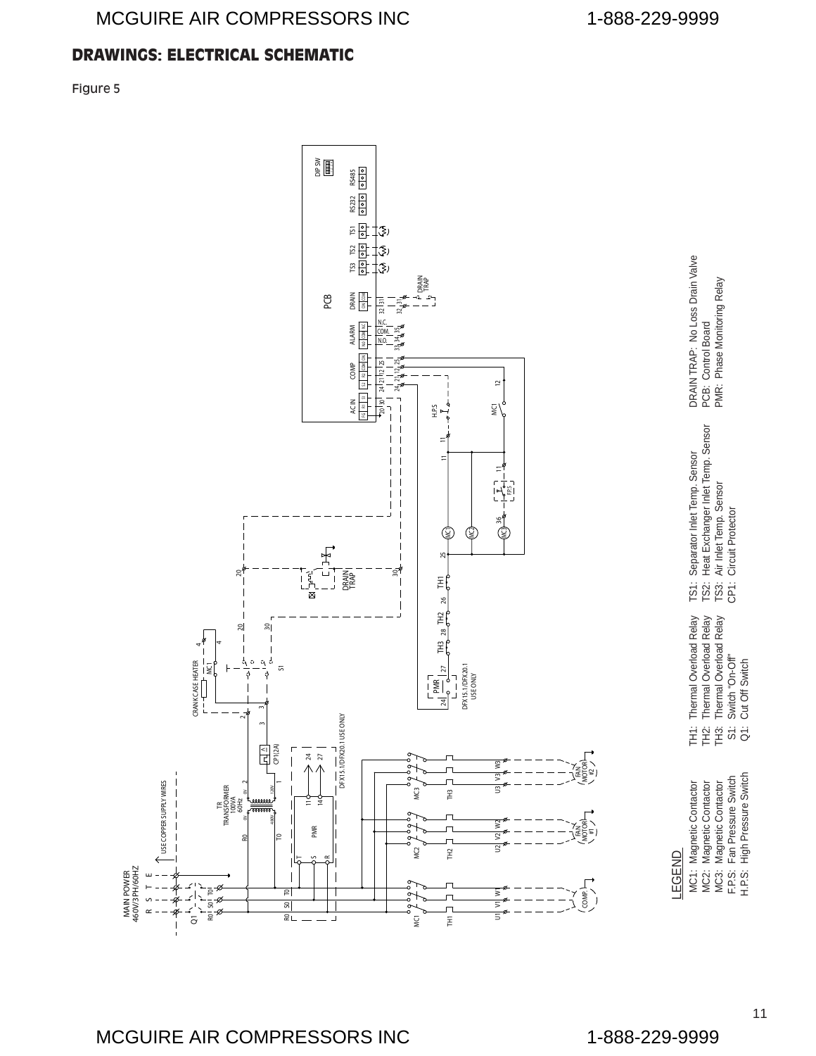## DRAWINGS: ELECTRICAL SCHEMATIC

Figure 5

LEGEND

| | | | |
|---|---|---|---|
| MC1: Magnetic Contactor | TH1: Thermal Overload Relay | TS1: Separator Inlet Temp. Sensor | DRAIN TRAP: No Loss Drain Valve |
| MC2: Magnetic Contactor | TH2: Thermal Overload Relay | TS2: Heat Exchanger Inlet Temp. Sensor | PCB: Control Board |
| MC3: Magnetic Contactor | TH3: Thermal Overload Relay | TS3: Air Inlet Temp. Sensor | PMR: Phase Monitoring Relay |
| F.P.S: Fan Pressure Switch | S1: Switch "On-Off" | CP1: Circuit Protector | |
| H.P.S: High Pressure Switch | Q1: Cut Off Switch | | |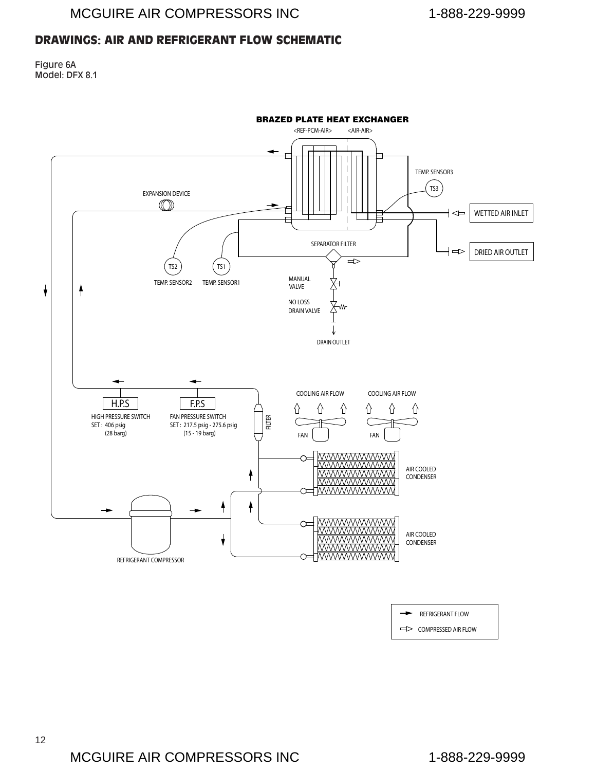## DRAWINGS: AIR AND REFRIGERANT FLOW SCHEMATIC

Figure 6A
Model: DFX 8.1

BRAZED PLATE HEAT EXCHANGER

<REF-PCM-AIR> <AIR-AIR>

TEMP. SENSOR3

TS3

EXPANSION DEVICE

WETTED AIR INLET

SEPARATOR FILTER

DRIED AIR OUTLET

TS2 TS1

TEMP. SENSOR2 TEMP. SENSOR1

MANUAL VALVE

NO LOSS DRAIN VALVE

DRAIN OUTLET

COOLING AIR FLOW COOLING AIR FLOW

H.P.S F.P.S

HIGH PRESSURE SWITCH
SET : 406 psig
(28 barg)

FAN PRESSURE SWITCH
SET : 217.5 psig - 275.6 psig
(15 - 19 barg)

FILTER

FAN FAN

AIR COOLED CONDENSER

AIR COOLED CONDENSER

REFRIGERANT COMPRESSOR

REFRIGERANT FLOW

COMPRESSED AIR FLOW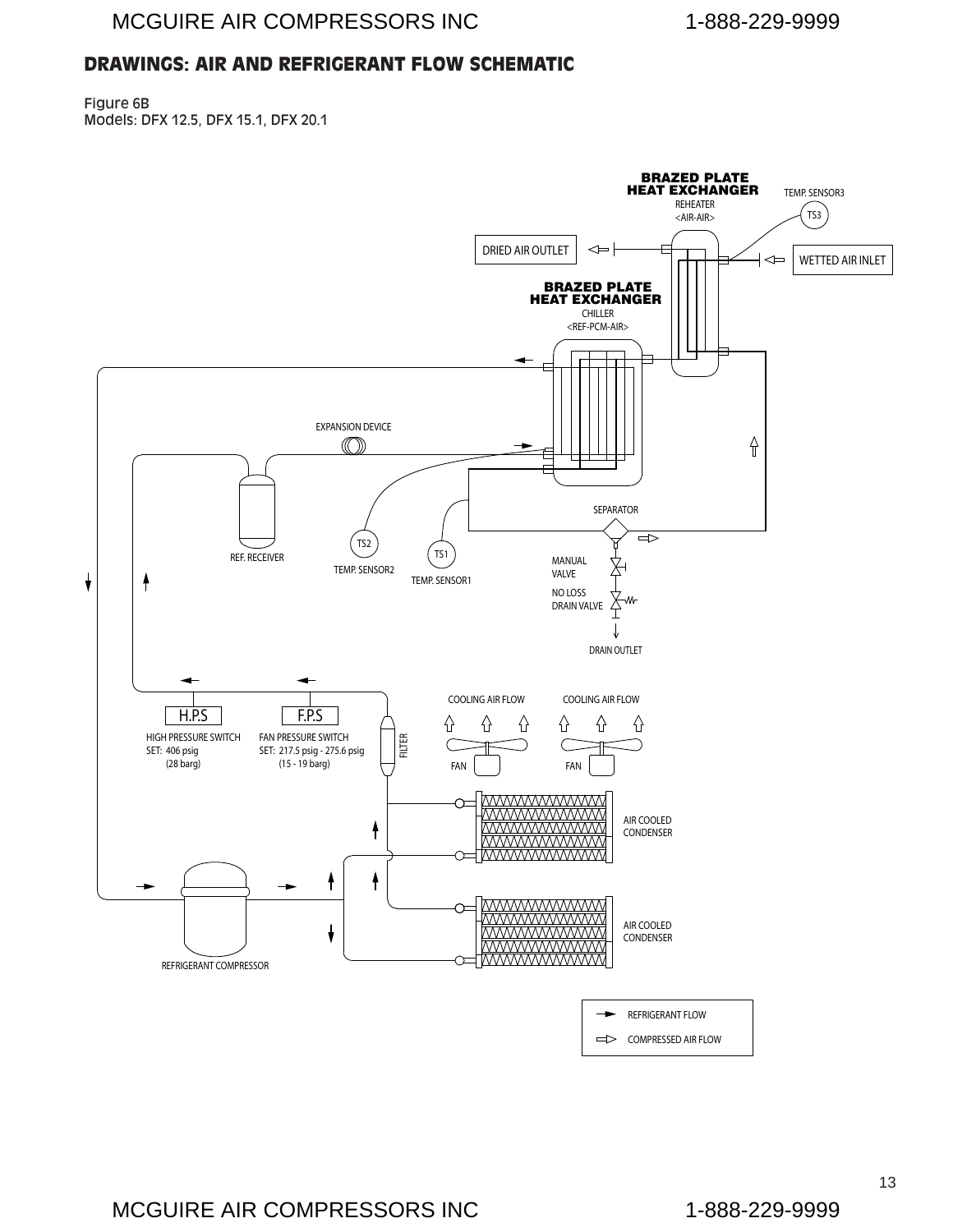## DRAWINGS: AIR AND REFRIGERANT FLOW SCHEMATIC

Figure 6B
Models: DFX 12.5, DFX 15.1, DFX 20.1

**BRAZED PLATE HEAT EXCHANGER**
REHEATER
<AIR-AIR>

TEMP. SENSOR3
TS3

DRIED AIR OUTLET

WETTED AIR INLET

**BRAZED PLATE HEAT EXCHANGER**
CHILLER
<REF-PCM-AIR>

EXPANSION DEVICE

SEPARATOR

TS2
TEMP. SENSOR2

TS1
TEMP. SENSOR1

REF. RECEIVER

MANUAL VALVE

NO LOSS DRAIN VALVE

DRAIN OUTLET

COOLING AIR FLOW

COOLING AIR FLOW

H.P.S
HIGH PRESSURE SWITCH
SET: 406 psig
(28 barg)

F.P.S
FAN PRESSURE SWITCH
SET: 217.5 psig - 275.6 psig
(15 - 19 barg)

FILTER

FAN

FAN

AIR COOLED CONDENSER

AIR COOLED CONDENSER

REFRIGERANT COMPRESSOR

REFRIGERANT FLOW

COMPRESSED AIR FLOW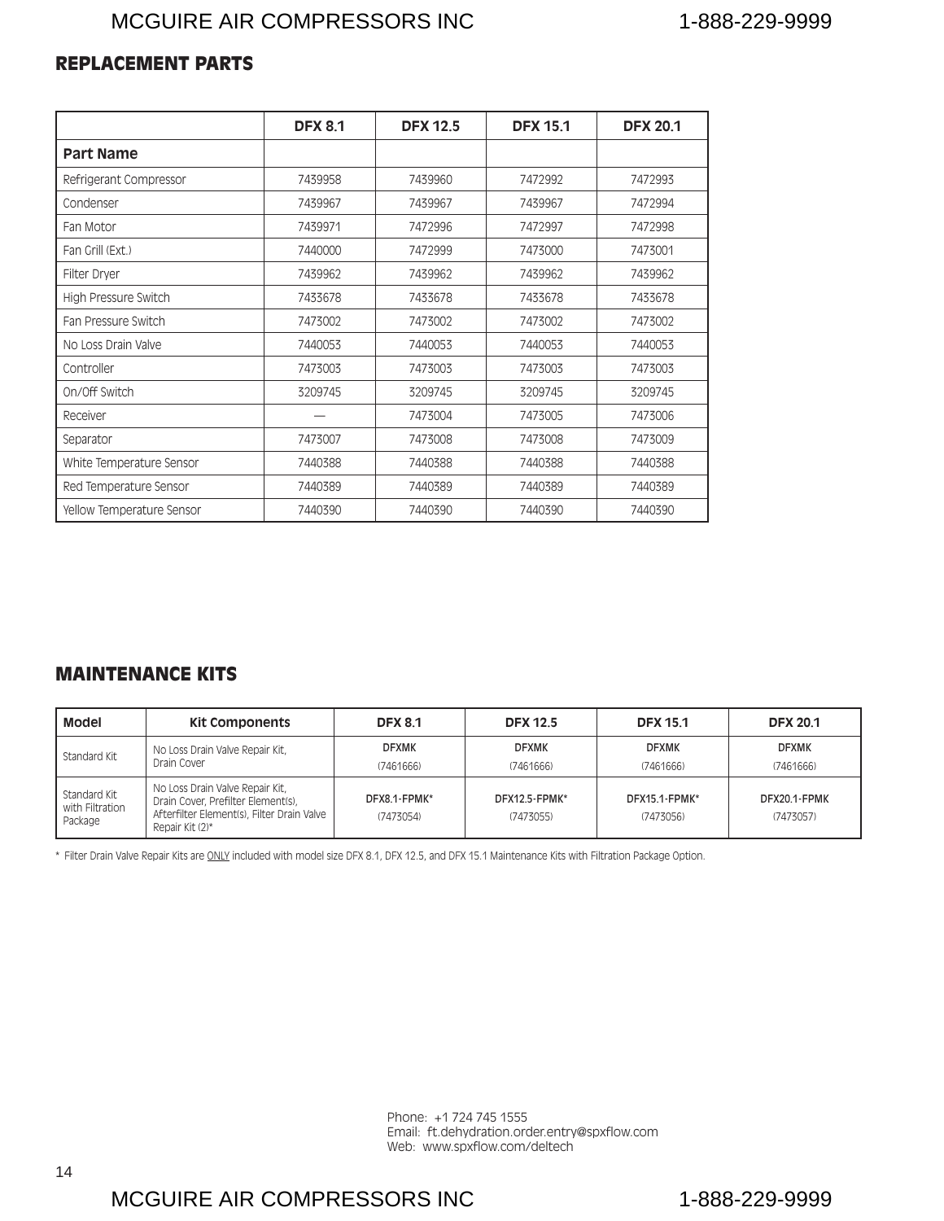## REPLACEMENT PARTS

| | DFX 8.1 | DFX 12.5 | DFX 15.1 | DFX 20.1 |
|---|---|---|---|---|
| **Part Name** | | | | |
| Refrigerant Compressor | 7439958 | 7439960 | 7472992 | 7472993 |
| Condenser | 7439967 | 7439967 | 7439967 | 7472994 |
| Fan Motor | 7439971 | 7472996 | 7472997 | 7472998 |
| Fan Grill (Ext.) | 7440000 | 7472999 | 7473000 | 7473001 |
| Filter Dryer | 7439962 | 7439962 | 7439962 | 7439962 |
| High Pressure Switch | 7433678 | 7433678 | 7433678 | 7433678 |
| Fan Pressure Switch | 7473002 | 7473002 | 7473002 | 7473002 |
| No Loss Drain Valve | 7440053 | 7440053 | 7440053 | 7440053 |
| Controller | 7473003 | 7473003 | 7473003 | 7473003 |
| On/Off Switch | 3209745 | 3209745 | 3209745 | 3209745 |
| Receiver | — | 7473004 | 7473005 | 7473006 |
| Separator | 7473007 | 7473008 | 7473008 | 7473009 |
| White Temperature Sensor | 7440388 | 7440388 | 7440388 | 7440388 |
| Red Temperature Sensor | 7440389 | 7440389 | 7440389 | 7440389 |
| Yellow Temperature Sensor | 7440390 | 7440390 | 7440390 | 7440390 |

## MAINTENANCE KITS

| Model | Kit Components | DFX 8.1 | DFX 12.5 | DFX 15.1 | DFX 20.1 |
|---|---|---|---|---|---|
| Standard Kit | No Loss Drain Valve Repair Kit, Drain Cover | DFXMK (7461666) | DFXMK (7461666) | DFXMK (7461666) | DFXMK (7461666) |
| Standard Kit with Filtration Package | No Loss Drain Valve Repair Kit, Drain Cover, Prefilter Element(s), Afterfilter Element(s), Filter Drain Valve Repair Kit (2)* | DFX8.1-FPMK* (7473054) | DFX12.5-FPMK* (7473055) | DFX15.1-FPMK* (7473056) | DFX20.1-FPMK (7473057) |

* Filter Drain Valve Repair Kits are ONLY included with model size DFX 8.1, DFX 12.5, and DFX 15.1 Maintenance Kits with Filtration Package Option.

Phone: +1 724 745 1555
Email: ft.dehydration.order.entry@spxflow.com
Web: www.spxflow.com/deltech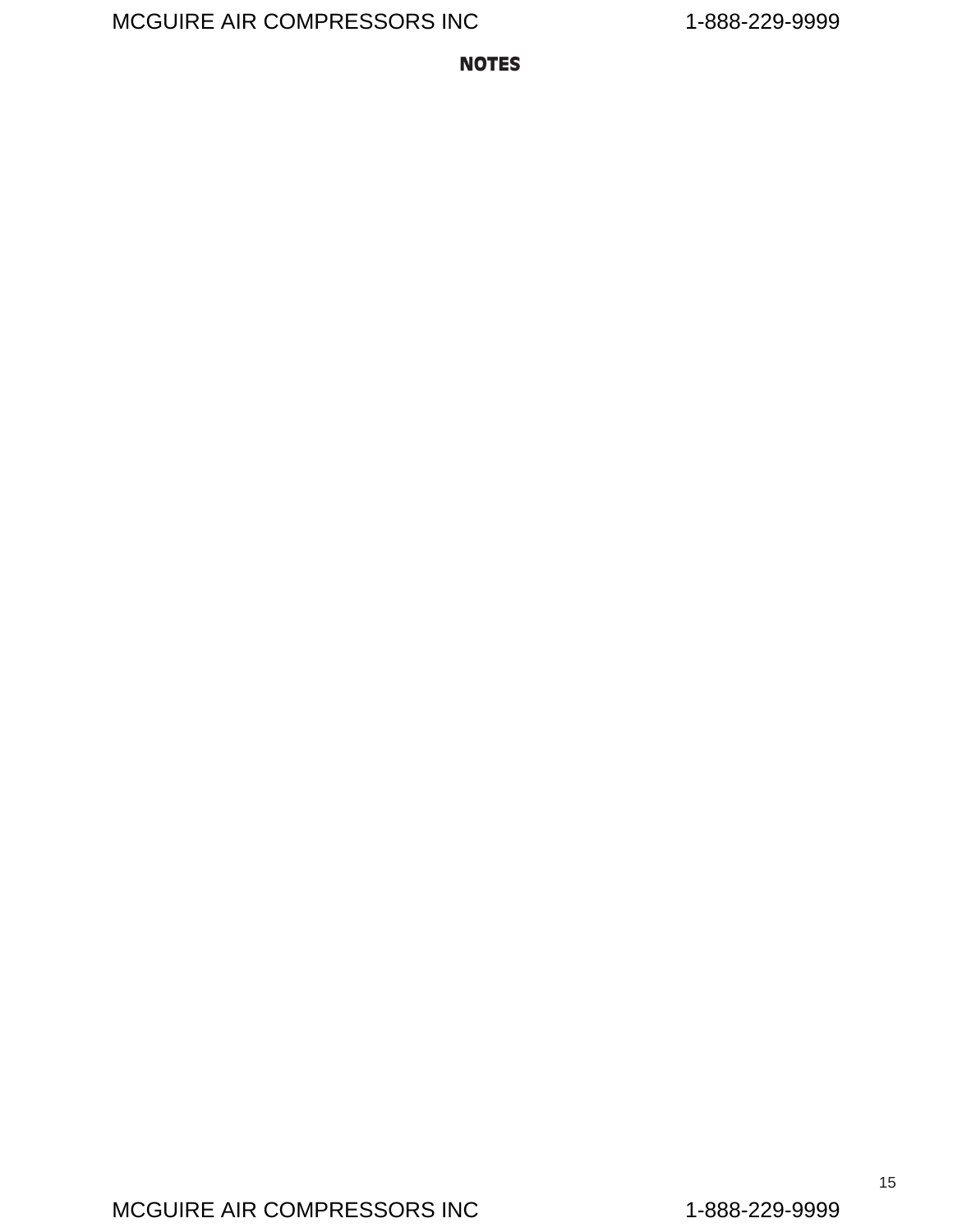# NOTES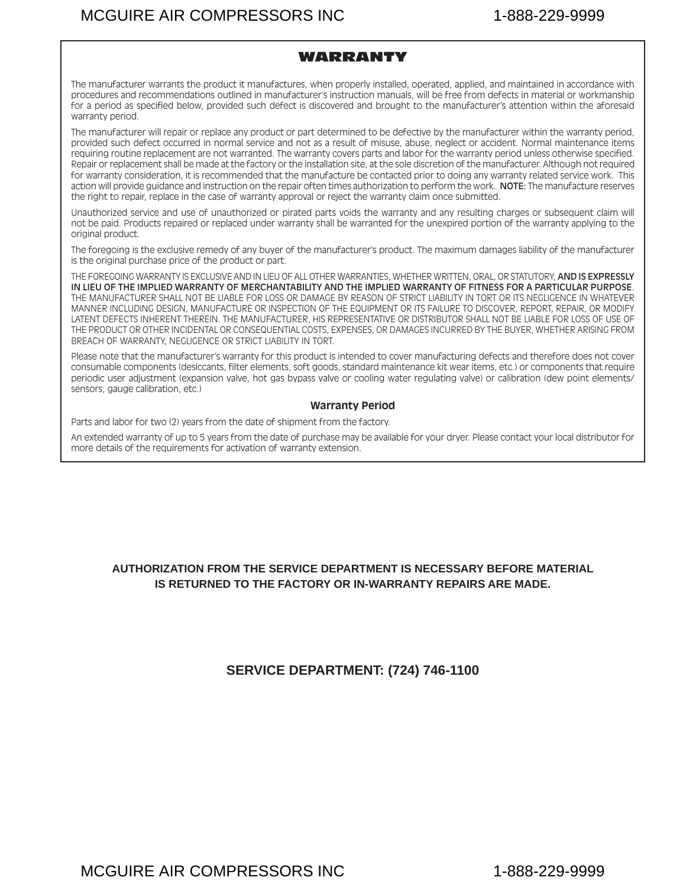# WARRANTY

The manufacturer warrants the product it manufactures, when properly installed, operated, applied, and maintained in accordance with procedures and recommendations outlined in manufacturer's instruction manuals, will be free from defects in material or workmanship for a period as specified below, provided such defect is discovered and brought to the manufacturer's attention within the aforesaid warranty period.

The manufacturer will repair or replace any product or part determined to be defective by the manufacturer within the warranty period, provided such defect occurred in normal service and not as a result of misuse, abuse, neglect or accident. Normal maintenance items requiring routine replacement are not warranted. The warranty covers parts and labor for the warranty period unless otherwise specified. Repair or replacement shall be made at the factory or the installation site, at the sole discretion of the manufacturer. Although not required for warranty consideration, it is recommended that the manufacture be contacted prior to doing any warranty related service work. This action will provide guidance and instruction on the repair often times authorization to perform the work. **NOTE:** The manufacture reserves the right to repair, replace in the case of warranty approval or reject the warranty claim once submitted.

Unauthorized service and use of unauthorized or pirated parts voids the warranty and any resulting charges or subsequent claim will not be paid. Products repaired or replaced under warranty shall be warranted for the unexpired portion of the warranty applying to the original product.

The foregoing is the exclusive remedy of any buyer of the manufacturer's product. The maximum damages liability of the manufacturer is the original purchase price of the product or part.

THE FOREGOING WARRANTY IS EXCLUSIVE AND IN LIEU OF ALL OTHER WARRANTIES, WHETHER WRITTEN, ORAL, OR STATUTORY, **AND IS EXPRESSLY IN LIEU OF THE IMPLIED WARRANTY OF MERCHANTABILITY AND THE IMPLIED WARRANTY OF FITNESS FOR A PARTICULAR PURPOSE**. THE MANUFACTURER SHALL NOT BE LIABLE FOR LOSS OR DAMAGE BY REASON OF STRICT LIABILITY IN TORT OR ITS NEGLIGENCE IN WHATEVER MANNER INCLUDING DESIGN, MANUFACTURE OR INSPECTION OF THE EQUIPMENT OR ITS FAILURE TO DISCOVER, REPORT, REPAIR, OR MODIFY LATENT DEFECTS INHERENT THEREIN. THE MANUFACTURER, HIS REPRESENTATIVE OR DISTRIBUTOR SHALL NOT BE LIABLE FOR LOSS OF USE OF THE PRODUCT OR OTHER INCIDENTAL OR CONSEQUENTIAL COSTS, EXPENSES, OR DAMAGES INCURRED BY THE BUYER, WHETHER ARISING FROM BREACH OF WARRANTY, NEGLIGENCE OR STRICT LIABILITY IN TORT.

Please note that the manufacturer's warranty for this product is intended to cover manufacturing defects and therefore does not cover consumable components (desiccants, filter elements, soft goods, standard maintenance kit wear items, etc.) or components that require periodic user adjustment (expansion valve, hot gas bypass valve or cooling water regulating valve) or calibration (dew point elements/ sensors, gauge calibration, etc.)

## Warranty Period

Parts and labor for two (2) years from the date of shipment from the factory.

An extended warranty of up to 5 years from the date of purchase may be available for your dryer. Please contact your local distributor for more details of the requirements for activation of warranty extension.

**AUTHORIZATION FROM THE SERVICE DEPARTMENT IS NECESSARY BEFORE MATERIAL IS RETURNED TO THE FACTORY OR IN-WARRANTY REPAIRS ARE MADE.**

**SERVICE DEPARTMENT: (724) 746-1100**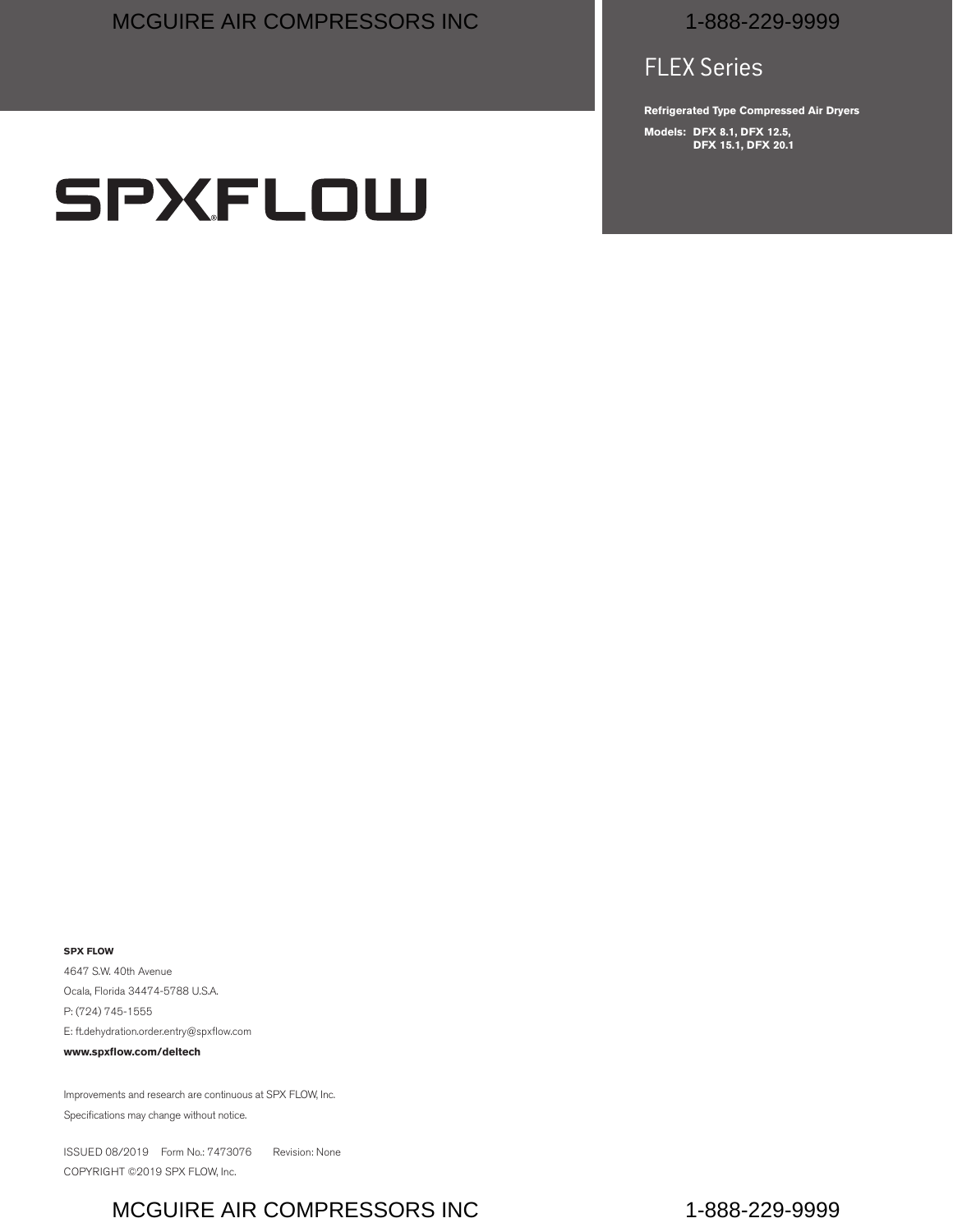FLEX Series

**Refrigerated Type Compressed Air Dryers**

**Models:** **DFX 8.1, DFX 12.5, DFX 15.1, DFX 20.1**

SPXFLOW®

**SPX FLOW**

4647 S.W. 40th Avenue

Ocala, Florida 34474-5788 U.S.A.

P: (724) 745-1555

E: ft.dehydration.order.entry@spxflow.com

**www.spxflow.com/deltech**

Improvements and research are continuous at SPX FLOW, Inc.

Specifications may change without notice.

ISSUED 08/2019 Form No.: 7473076 Revision: None

COPYRIGHT ©2019 SPX FLOW, Inc.